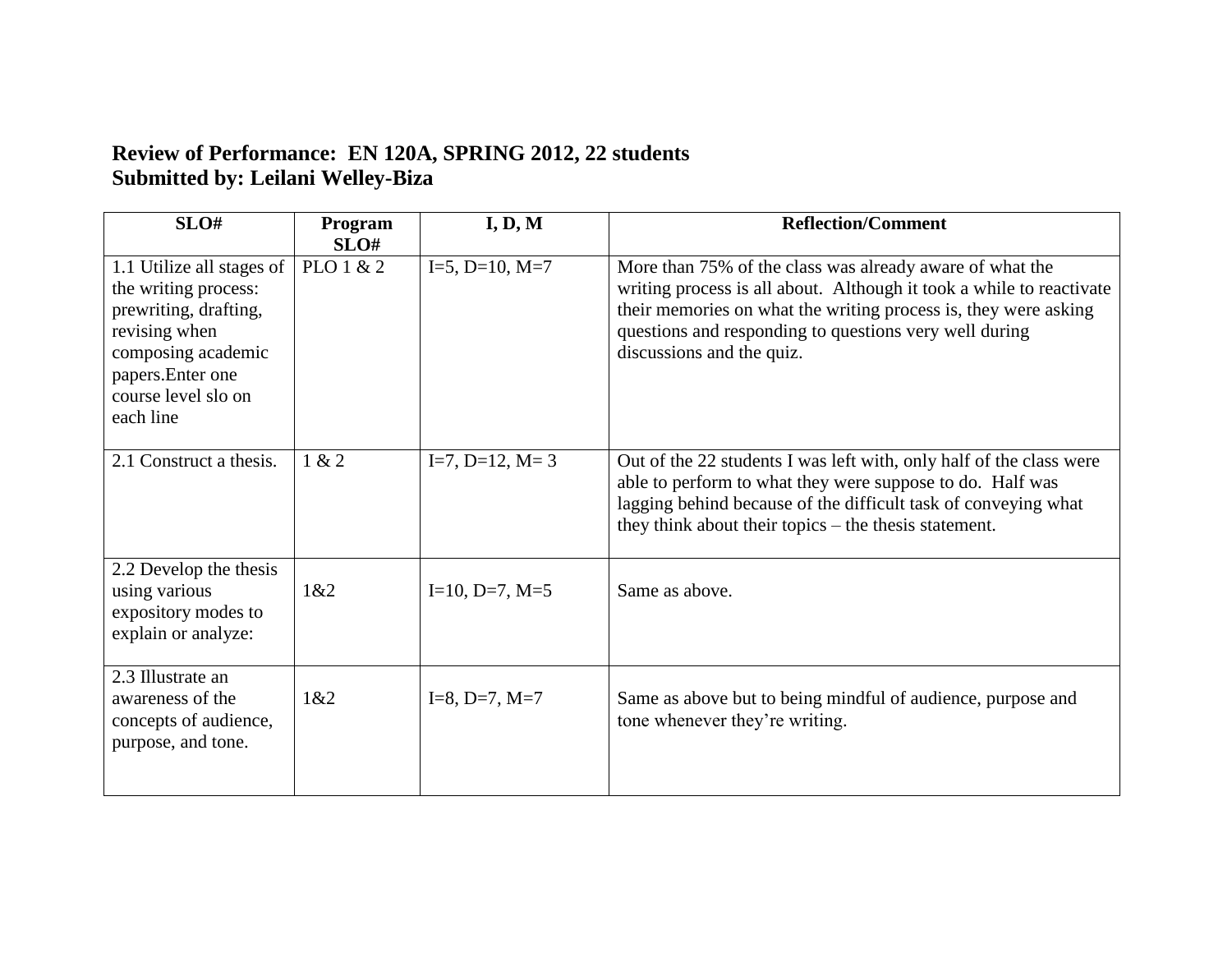**Review of Performance: EN 120A, SPRING 2012, 22 students**
**Submitted by: Leilani Welley-Biza**

| SLO# | Program SLO# | I, D, M | Reflection/Comment |
|---|---|---|---|
| 1.1 Utilize all stages of the writing process: prewriting, drafting, revising when composing academic papers.Enter one course level slo on each line | PLO 1 & 2 | I=5, D=10, M=7 | More than 75% of the class was already aware of what the writing process is all about. Although it took a while to reactivate their memories on what the writing process is, they were asking questions and responding to questions very well during discussions and the quiz. |
| 2.1 Construct a thesis. | 1 & 2 | I=7, D=12, M= 3 | Out of the 22 students I was left with, only half of the class were able to perform to what they were suppose to do. Half was lagging behind because of the difficult task of conveying what they think about their topics – the thesis statement. |
| 2.2 Develop the thesis using various expository modes to explain or analyze: | 1&2 | I=10, D=7, M=5 | Same as above. |
| 2.3 Illustrate an awareness of the concepts of audience, purpose, and tone. | 1&2 | I=8, D=7, M=7 | Same as above but to being mindful of audience, purpose and tone whenever they're writing. |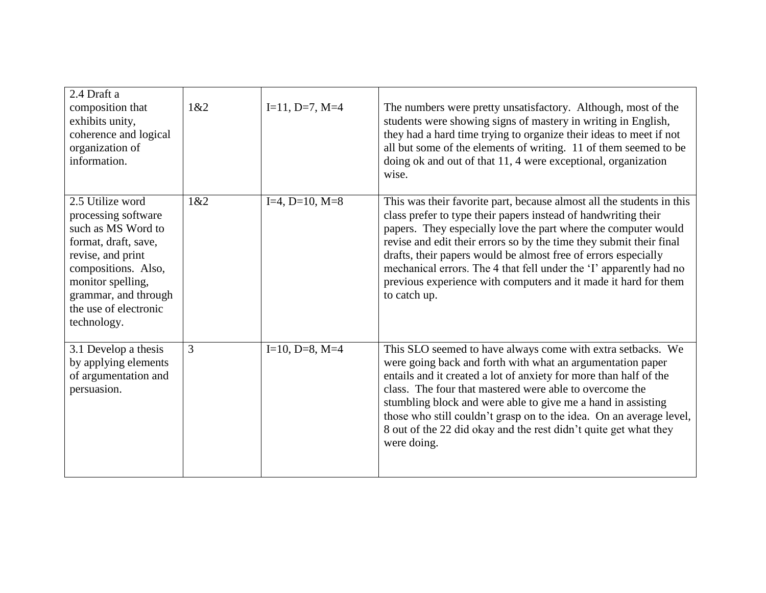| 2.4 Draft a composition that exhibits unity, coherence and logical organization of information. | 1&2 | I=11, D=7, M=4 | The numbers were pretty unsatisfactory. Although, most of the students were showing signs of mastery in writing in English, they had a hard time trying to organize their ideas to meet if not all but some of the elements of writing. 11 of them seemed to be doing ok and out of that 11, 4 were exceptional, organization wise. |
|---|---|---|---|
| 2.5 Utilize word processing software such as MS Word to format, draft, save, revise, and print compositions. Also, monitor spelling, grammar, and through the use of electronic technology. | 1&2 | I=4, D=10, M=8 | This was their favorite part, because almost all the students in this class prefer to type their papers instead of handwriting their papers. They especially love the part where the computer would revise and edit their errors so by the time they submit their final drafts, their papers would be almost free of errors especially mechanical errors. The 4 that fell under the 'I' apparently had no previous experience with computers and it made it hard for them to catch up. |
| 3.1 Develop a thesis by applying elements of argumentation and persuasion. | 3 | I=10, D=8, M=4 | This SLO seemed to have always come with extra setbacks. We were going back and forth with what an argumentation paper entails and it created a lot of anxiety for more than half of the class. The four that mastered were able to overcome the stumbling block and were able to give me a hand in assisting those who still couldn't grasp on to the idea. On an average level, 8 out of the 22 did okay and the rest didn't quite get what they were doing. |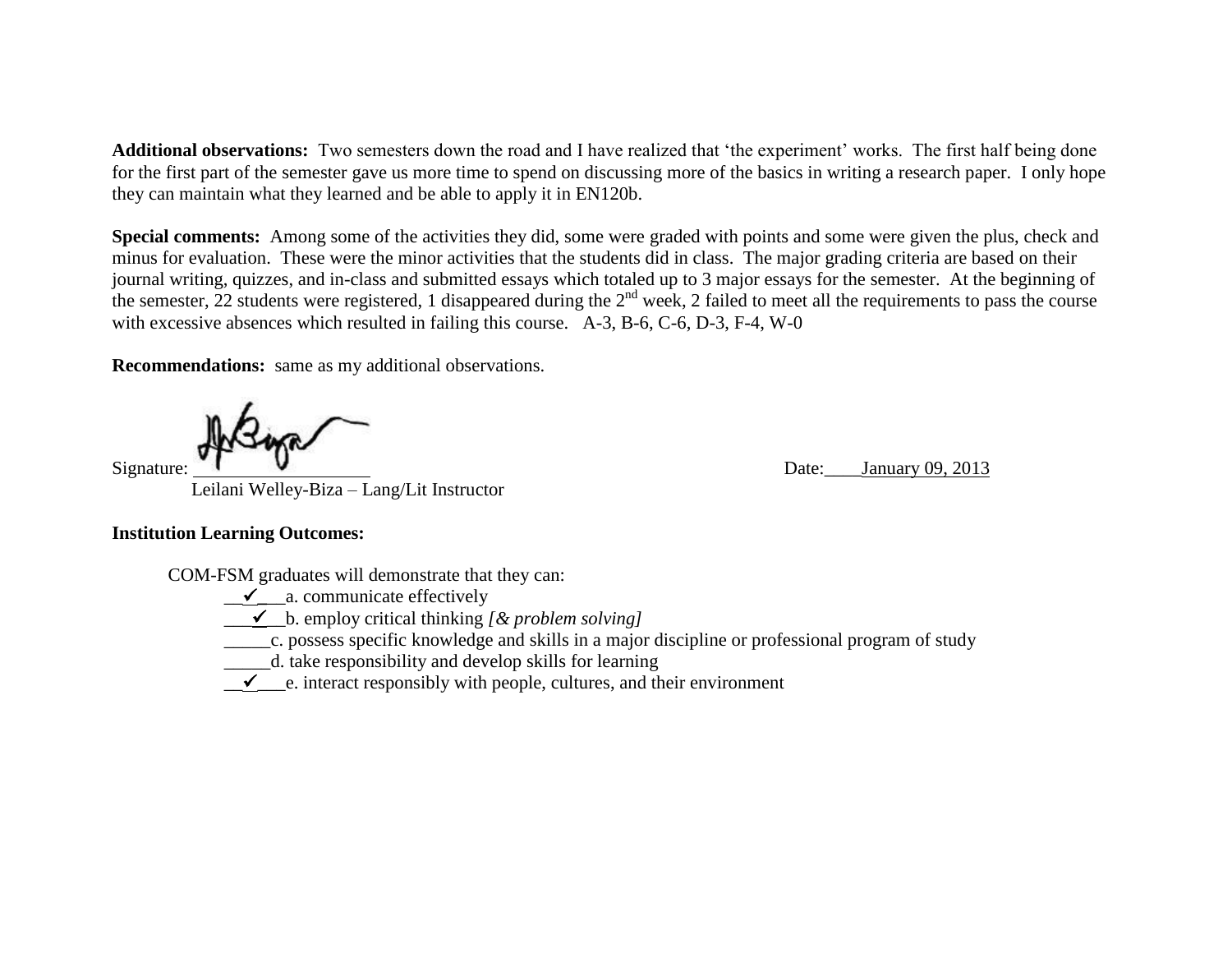**Additional observations:** Two semesters down the road and I have realized that 'the experiment' works. The first half being done for the first part of the semester gave us more time to spend on discussing more of the basics in writing a research paper. I only hope they can maintain what they learned and be able to apply it in EN120b.

**Special comments:** Among some of the activities they did, some were graded with points and some were given the plus, check and minus for evaluation. These were the minor activities that the students did in class. The major grading criteria are based on their journal writing, quizzes, and in-class and submitted essays which totaled up to 3 major essays for the semester. At the beginning of the semester, 22 students were registered, 1 disappeared during the 2nd week, 2 failed to meet all the requirements to pass the course with excessive absences which resulted in failing this course. A-3, B-6, C-6, D-3, F-4, W-0

**Recommendations:** same as my additional observations.

Signature: ____________________ Date: January 09, 2013

Leilani Welley-Biza – Lang/Lit Instructor

**Institution Learning Outcomes:**

COM-FSM graduates will demonstrate that they can:

- __✓__a. communicate effectively
- __✓__b. employ critical thinking *[& problem solving]*
- _____c. possess specific knowledge and skills in a major discipline or professional program of study
- _____d. take responsibility and develop skills for learning
- __✓__e. interact responsibly with people, cultures, and their environment